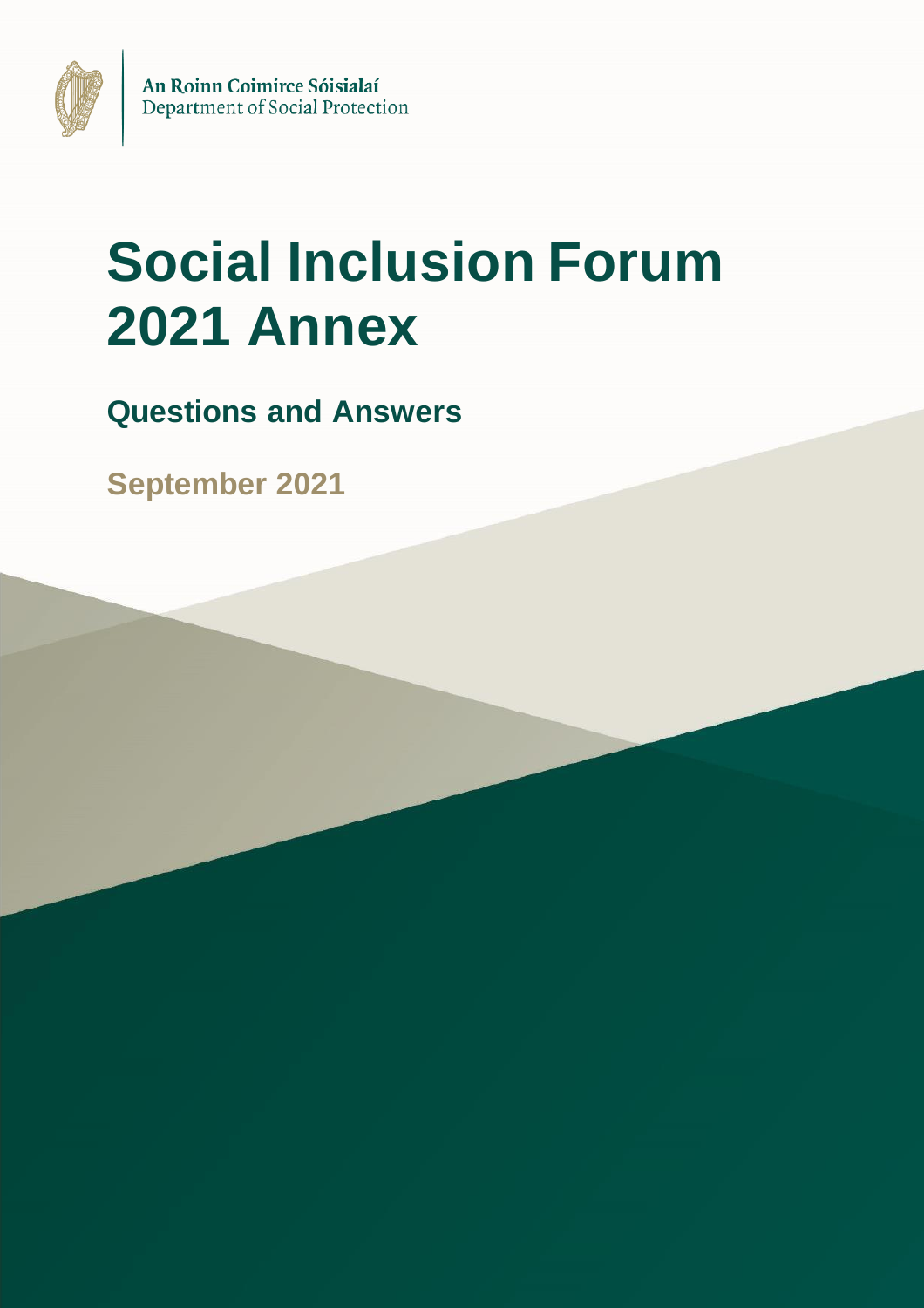An Roinn Coimirce Sóisialaí
Department of Social Protection

# Social Inclusion Forum 2021 Annex

## Questions and Answers

**September 2021**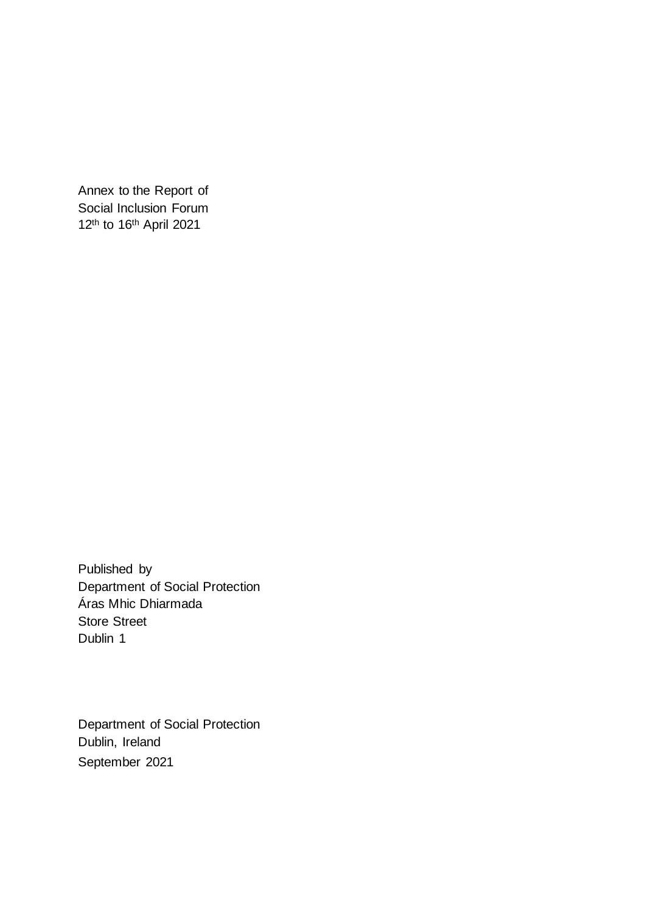Annex to the Report of
Social Inclusion Forum
12th to 16th April 2021

Published by
Department of Social Protection
Áras Mhic Dhiarmada
Store Street
Dublin 1

Department of Social Protection
Dublin, Ireland
September 2021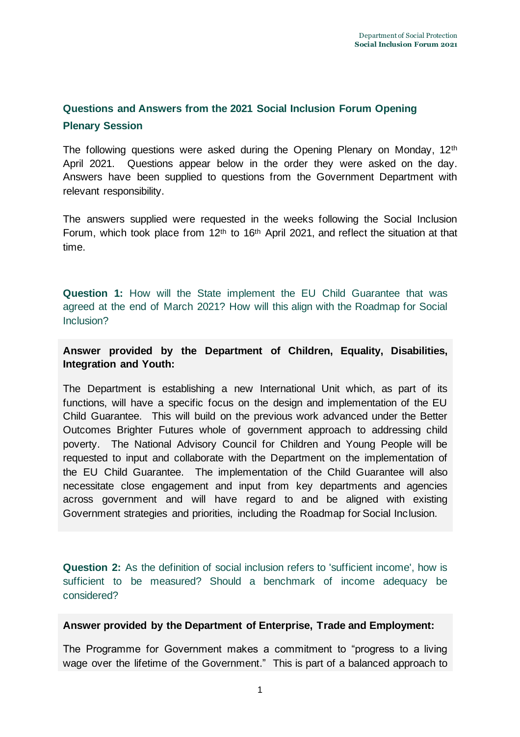## Questions and Answers from the 2021 Social Inclusion Forum Opening Plenary Session

The following questions were asked during the Opening Plenary on Monday, 12th April 2021. Questions appear below in the order they were asked on the day. Answers have been supplied to questions from the Government Department with relevant responsibility.

The answers supplied were requested in the weeks following the Social Inclusion Forum, which took place from 12th to 16th April 2021, and reflect the situation at that time.

**Question 1:** How will the State implement the EU Child Guarantee that was agreed at the end of March 2021? How will this align with the Roadmap for Social Inclusion?

**Answer provided by the Department of Children, Equality, Disabilities, Integration and Youth:**

The Department is establishing a new International Unit which, as part of its functions, will have a specific focus on the design and implementation of the EU Child Guarantee. This will build on the previous work advanced under the Better Outcomes Brighter Futures whole of government approach to addressing child poverty. The National Advisory Council for Children and Young People will be requested to input and collaborate with the Department on the implementation of the EU Child Guarantee. The implementation of the Child Guarantee will also necessitate close engagement and input from key departments and agencies across government and will have regard to and be aligned with existing Government strategies and priorities, including the Roadmap for Social Inclusion.

**Question 2:** As the definition of social inclusion refers to 'sufficient income', how is sufficient to be measured? Should a benchmark of income adequacy be considered?

**Answer provided by the Department of Enterprise, Trade and Employment:**

The Programme for Government makes a commitment to "progress to a living wage over the lifetime of the Government." This is part of a balanced approach to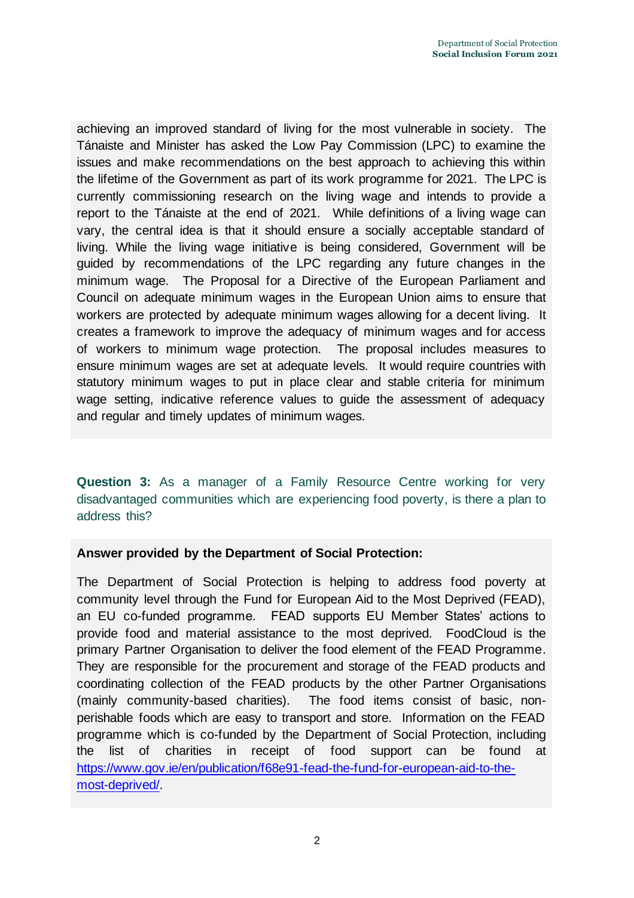achieving an improved standard of living for the most vulnerable in society. The Tánaiste and Minister has asked the Low Pay Commission (LPC) to examine the issues and make recommendations on the best approach to achieving this within the lifetime of the Government as part of its work programme for 2021. The LPC is currently commissioning research on the living wage and intends to provide a report to the Tánaiste at the end of 2021. While definitions of a living wage can vary, the central idea is that it should ensure a socially acceptable standard of living. While the living wage initiative is being considered, Government will be guided by recommendations of the LPC regarding any future changes in the minimum wage. The Proposal for a Directive of the European Parliament and Council on adequate minimum wages in the European Union aims to ensure that workers are protected by adequate minimum wages allowing for a decent living. It creates a framework to improve the adequacy of minimum wages and for access of workers to minimum wage protection. The proposal includes measures to ensure minimum wages are set at adequate levels. It would require countries with statutory minimum wages to put in place clear and stable criteria for minimum wage setting, indicative reference values to guide the assessment of adequacy and regular and timely updates of minimum wages.

**Question 3:** As a manager of a Family Resource Centre working for very disadvantaged communities which are experiencing food poverty, is there a plan to address this?

**Answer provided by the Department of Social Protection:**

The Department of Social Protection is helping to address food poverty at community level through the Fund for European Aid to the Most Deprived (FEAD), an EU co-funded programme. FEAD supports EU Member States' actions to provide food and material assistance to the most deprived. FoodCloud is the primary Partner Organisation to deliver the food element of the FEAD Programme. They are responsible for the procurement and storage of the FEAD products and coordinating collection of the FEAD products by the other Partner Organisations (mainly community-based charities). The food items consist of basic, non-perishable foods which are easy to transport and store. Information on the FEAD programme which is co-funded by the Department of Social Protection, including the list of charities in receipt of food support can be found at https://www.gov.ie/en/publication/f68e91-fead-the-fund-for-european-aid-to-the-most-deprived/.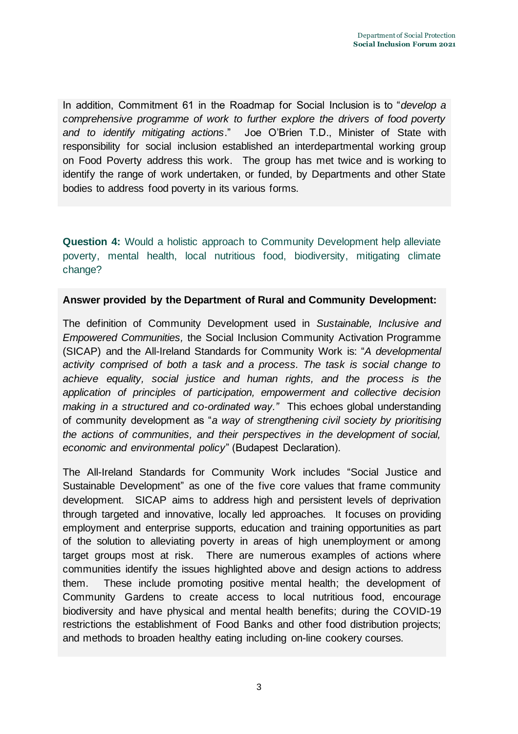In addition, Commitment 61 in the Roadmap for Social Inclusion is to "*develop a comprehensive programme of work to further explore the drivers of food poverty and to identify mitigating actions*." Joe O'Brien T.D., Minister of State with responsibility for social inclusion established an interdepartmental working group on Food Poverty address this work. The group has met twice and is working to identify the range of work undertaken, or funded, by Departments and other State bodies to address food poverty in its various forms.

**Question 4:** Would a holistic approach to Community Development help alleviate poverty, mental health, local nutritious food, biodiversity, mitigating climate change?

**Answer provided by the Department of Rural and Community Development:**

The definition of Community Development used in *Sustainable, Inclusive and Empowered Communities,* the Social Inclusion Community Activation Programme (SICAP) and the All-Ireland Standards for Community Work is: "*A developmental activity comprised of both a task and a process. The task is social change to achieve equality, social justice and human rights, and the process is the application of principles of participation, empowerment and collective decision making in a structured and co-ordinated way.*" This echoes global understanding of community development as "*a way of strengthening civil society by prioritising the actions of communities, and their perspectives in the development of social, economic and environmental policy*" (Budapest Declaration).

The All-Ireland Standards for Community Work includes "Social Justice and Sustainable Development" as one of the five core values that frame community development. SICAP aims to address high and persistent levels of deprivation through targeted and innovative, locally led approaches. It focuses on providing employment and enterprise supports, education and training opportunities as part of the solution to alleviating poverty in areas of high unemployment or among target groups most at risk. There are numerous examples of actions where communities identify the issues highlighted above and design actions to address them. These include promoting positive mental health; the development of Community Gardens to create access to local nutritious food, encourage biodiversity and have physical and mental health benefits; during the COVID-19 restrictions the establishment of Food Banks and other food distribution projects; and methods to broaden healthy eating including on-line cookery courses.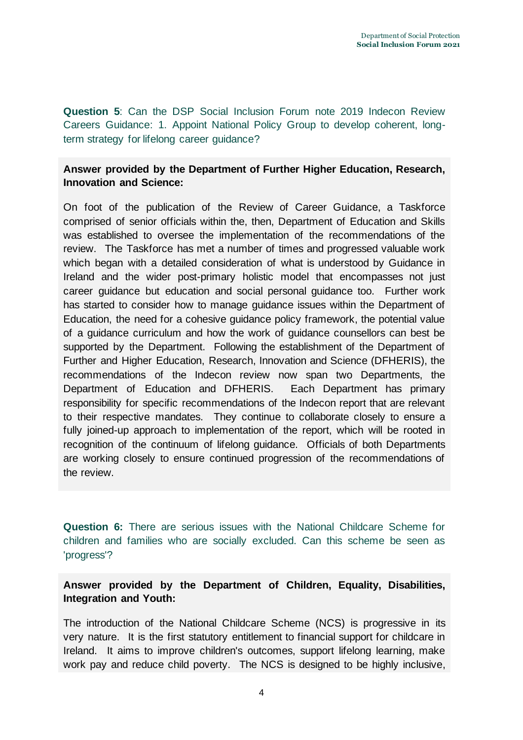**Question 5**: Can the DSP Social Inclusion Forum note 2019 Indecon Review Careers Guidance: 1. Appoint National Policy Group to develop coherent, long-term strategy for lifelong career guidance?

**Answer provided by the Department of Further Higher Education, Research, Innovation and Science:**

On foot of the publication of the Review of Career Guidance, a Taskforce comprised of senior officials within the, then, Department of Education and Skills was established to oversee the implementation of the recommendations of the review. The Taskforce has met a number of times and progressed valuable work which began with a detailed consideration of what is understood by Guidance in Ireland and the wider post-primary holistic model that encompasses not just career guidance but education and social personal guidance too. Further work has started to consider how to manage guidance issues within the Department of Education, the need for a cohesive guidance policy framework, the potential value of a guidance curriculum and how the work of guidance counsellors can best be supported by the Department. Following the establishment of the Department of Further and Higher Education, Research, Innovation and Science (DFHERIS), the recommendations of the Indecon review now span two Departments, the Department of Education and DFHERIS. Each Department has primary responsibility for specific recommendations of the Indecon report that are relevant to their respective mandates. They continue to collaborate closely to ensure a fully joined-up approach to implementation of the report, which will be rooted in recognition of the continuum of lifelong guidance. Officials of both Departments are working closely to ensure continued progression of the recommendations of the review.

**Question 6:** There are serious issues with the National Childcare Scheme for children and families who are socially excluded. Can this scheme be seen as 'progress'?

**Answer provided by the Department of Children, Equality, Disabilities, Integration and Youth:**

The introduction of the National Childcare Scheme (NCS) is progressive in its very nature. It is the first statutory entitlement to financial support for childcare in Ireland. It aims to improve children's outcomes, support lifelong learning, make work pay and reduce child poverty. The NCS is designed to be highly inclusive,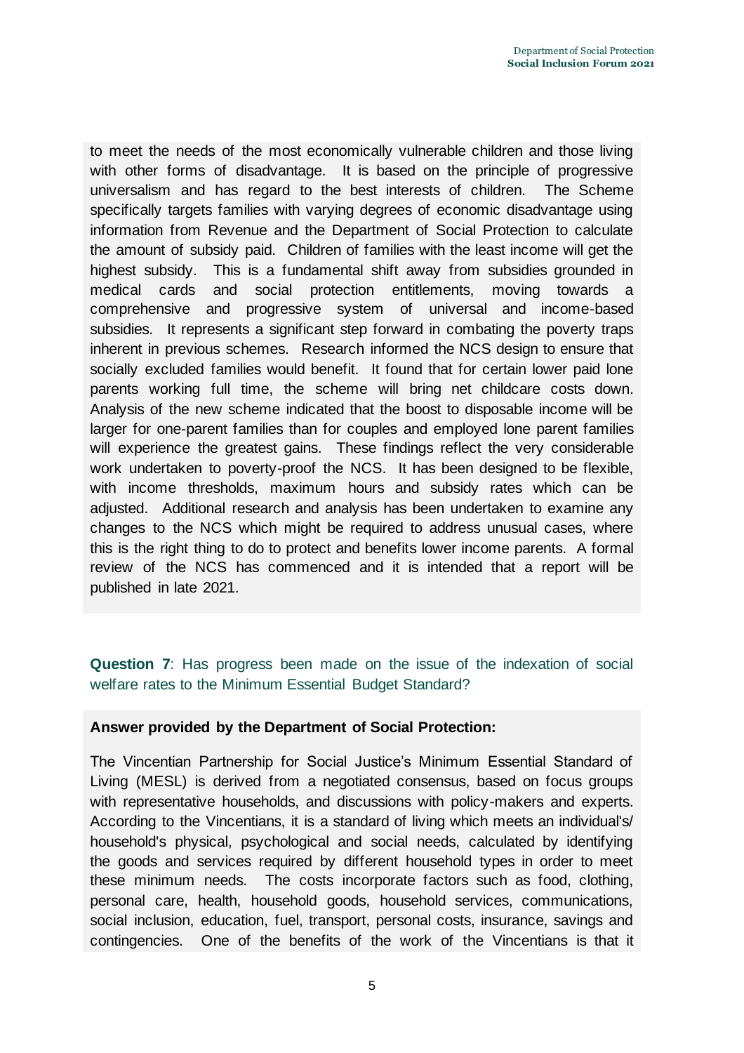to meet the needs of the most economically vulnerable children and those living with other forms of disadvantage. It is based on the principle of progressive universalism and has regard to the best interests of children. The Scheme specifically targets families with varying degrees of economic disadvantage using information from Revenue and the Department of Social Protection to calculate the amount of subsidy paid. Children of families with the least income will get the highest subsidy. This is a fundamental shift away from subsidies grounded in medical cards and social protection entitlements, moving towards a comprehensive and progressive system of universal and income-based subsidies. It represents a significant step forward in combating the poverty traps inherent in previous schemes. Research informed the NCS design to ensure that socially excluded families would benefit. It found that for certain lower paid lone parents working full time, the scheme will bring net childcare costs down. Analysis of the new scheme indicated that the boost to disposable income will be larger for one-parent families than for couples and employed lone parent families will experience the greatest gains. These findings reflect the very considerable work undertaken to poverty-proof the NCS. It has been designed to be flexible, with income thresholds, maximum hours and subsidy rates which can be adjusted. Additional research and analysis has been undertaken to examine any changes to the NCS which might be required to address unusual cases, where this is the right thing to do to protect and benefits lower income parents. A formal review of the NCS has commenced and it is intended that a report will be published in late 2021.

**Question 7**: Has progress been made on the issue of the indexation of social welfare rates to the Minimum Essential Budget Standard?

**Answer provided by the Department of Social Protection:**

The Vincentian Partnership for Social Justice's Minimum Essential Standard of Living (MESL) is derived from a negotiated consensus, based on focus groups with representative households, and discussions with policy-makers and experts. According to the Vincentians, it is a standard of living which meets an individual's/ household's physical, psychological and social needs, calculated by identifying the goods and services required by different household types in order to meet these minimum needs. The costs incorporate factors such as food, clothing, personal care, health, household goods, household services, communications, social inclusion, education, fuel, transport, personal costs, insurance, savings and contingencies. One of the benefits of the work of the Vincentians is that it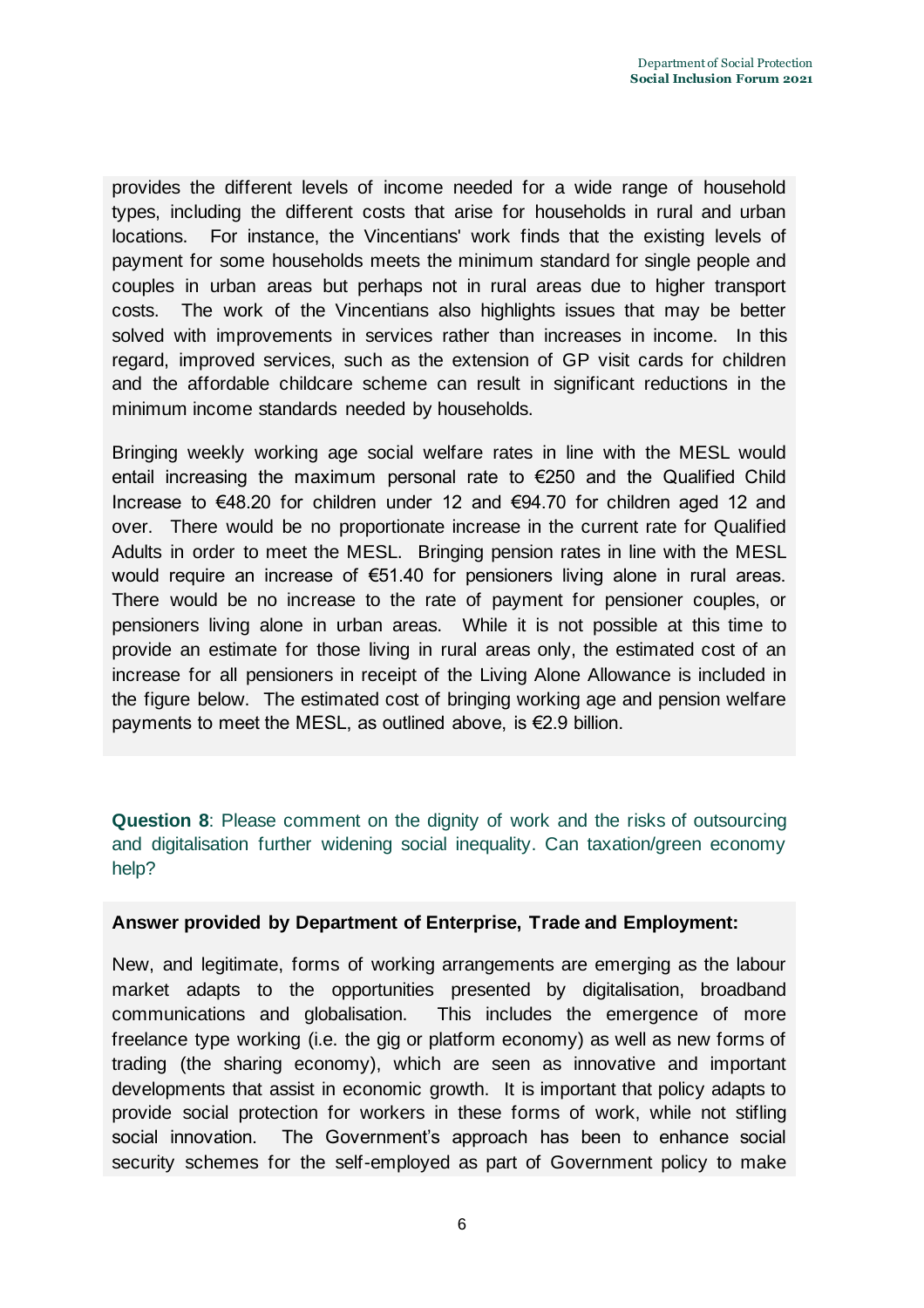provides the different levels of income needed for a wide range of household types, including the different costs that arise for households in rural and urban locations. For instance, the Vincentians' work finds that the existing levels of payment for some households meets the minimum standard for single people and couples in urban areas but perhaps not in rural areas due to higher transport costs. The work of the Vincentians also highlights issues that may be better solved with improvements in services rather than increases in income. In this regard, improved services, such as the extension of GP visit cards for children and the affordable childcare scheme can result in significant reductions in the minimum income standards needed by households.

Bringing weekly working age social welfare rates in line with the MESL would entail increasing the maximum personal rate to €250 and the Qualified Child Increase to €48.20 for children under 12 and €94.70 for children aged 12 and over. There would be no proportionate increase in the current rate for Qualified Adults in order to meet the MESL. Bringing pension rates in line with the MESL would require an increase of €51.40 for pensioners living alone in rural areas. There would be no increase to the rate of payment for pensioner couples, or pensioners living alone in urban areas. While it is not possible at this time to provide an estimate for those living in rural areas only, the estimated cost of an increase for all pensioners in receipt of the Living Alone Allowance is included in the figure below. The estimated cost of bringing working age and pension welfare payments to meet the MESL, as outlined above, is €2.9 billion.

**Question 8**: Please comment on the dignity of work and the risks of outsourcing and digitalisation further widening social inequality. Can taxation/green economy help?

**Answer provided by Department of Enterprise, Trade and Employment:**

New, and legitimate, forms of working arrangements are emerging as the labour market adapts to the opportunities presented by digitalisation, broadband communications and globalisation. This includes the emergence of more freelance type working (i.e. the gig or platform economy) as well as new forms of trading (the sharing economy), which are seen as innovative and important developments that assist in economic growth. It is important that policy adapts to provide social protection for workers in these forms of work, while not stifling social innovation. The Government's approach has been to enhance social security schemes for the self-employed as part of Government policy to make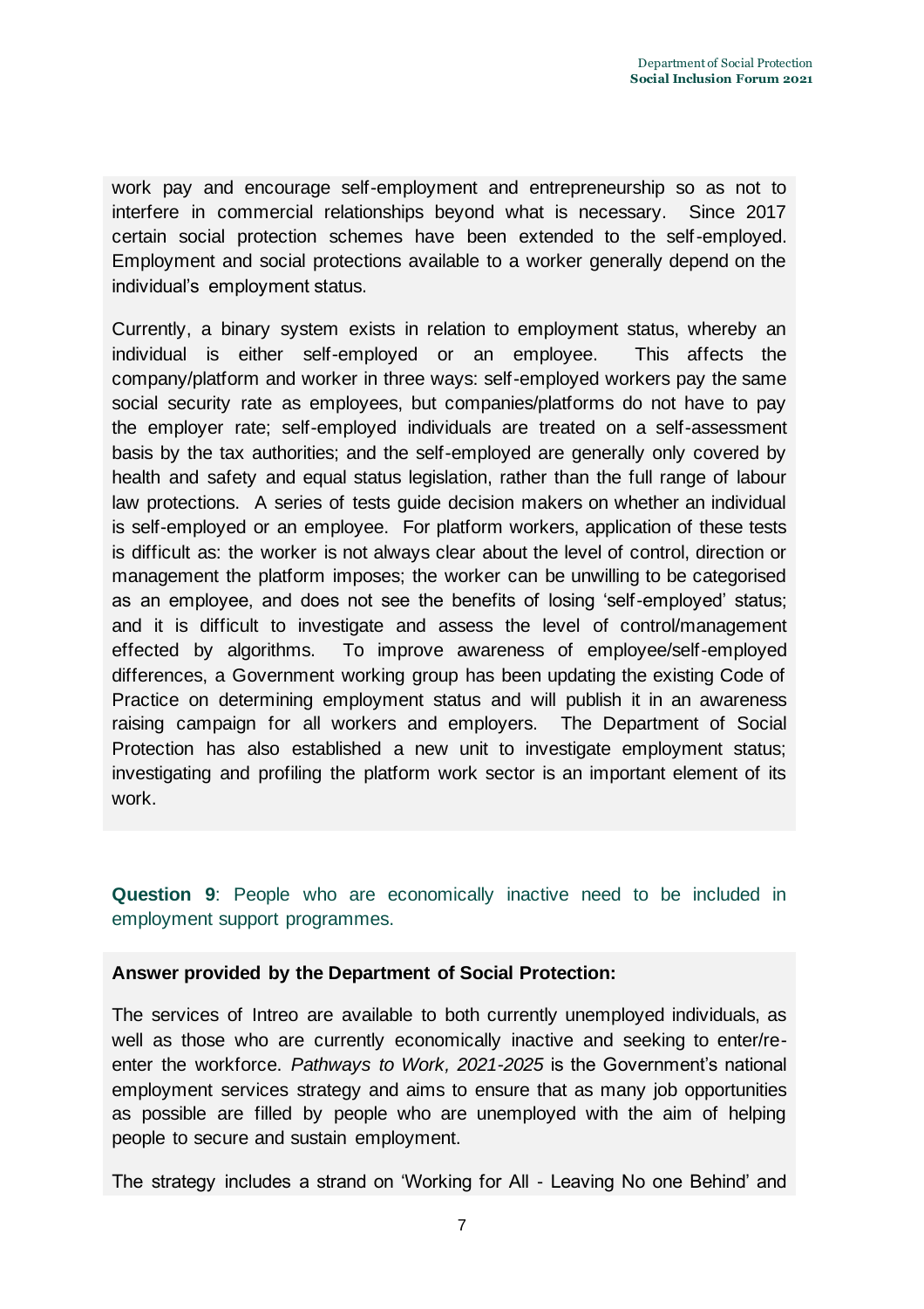work pay and encourage self-employment and entrepreneurship so as not to interfere in commercial relationships beyond what is necessary. Since 2017 certain social protection schemes have been extended to the self-employed. Employment and social protections available to a worker generally depend on the individual's employment status.

Currently, a binary system exists in relation to employment status, whereby an individual is either self-employed or an employee. This affects the company/platform and worker in three ways: self-employed workers pay the same social security rate as employees, but companies/platforms do not have to pay the employer rate; self-employed individuals are treated on a self-assessment basis by the tax authorities; and the self-employed are generally only covered by health and safety and equal status legislation, rather than the full range of labour law protections. A series of tests guide decision makers on whether an individual is self-employed or an employee. For platform workers, application of these tests is difficult as: the worker is not always clear about the level of control, direction or management the platform imposes; the worker can be unwilling to be categorised as an employee, and does not see the benefits of losing 'self-employed' status; and it is difficult to investigate and assess the level of control/management effected by algorithms. To improve awareness of employee/self-employed differences, a Government working group has been updating the existing Code of Practice on determining employment status and will publish it in an awareness raising campaign for all workers and employers. The Department of Social Protection has also established a new unit to investigate employment status; investigating and profiling the platform work sector is an important element of its work.

**Question 9**: People who are economically inactive need to be included in employment support programmes.

**Answer provided by the Department of Social Protection:**

The services of Intreo are available to both currently unemployed individuals, as well as those who are currently economically inactive and seeking to enter/re-enter the workforce. *Pathways to Work, 2021-2025* is the Government's national employment services strategy and aims to ensure that as many job opportunities as possible are filled by people who are unemployed with the aim of helping people to secure and sustain employment.

The strategy includes a strand on 'Working for All - Leaving No one Behind' and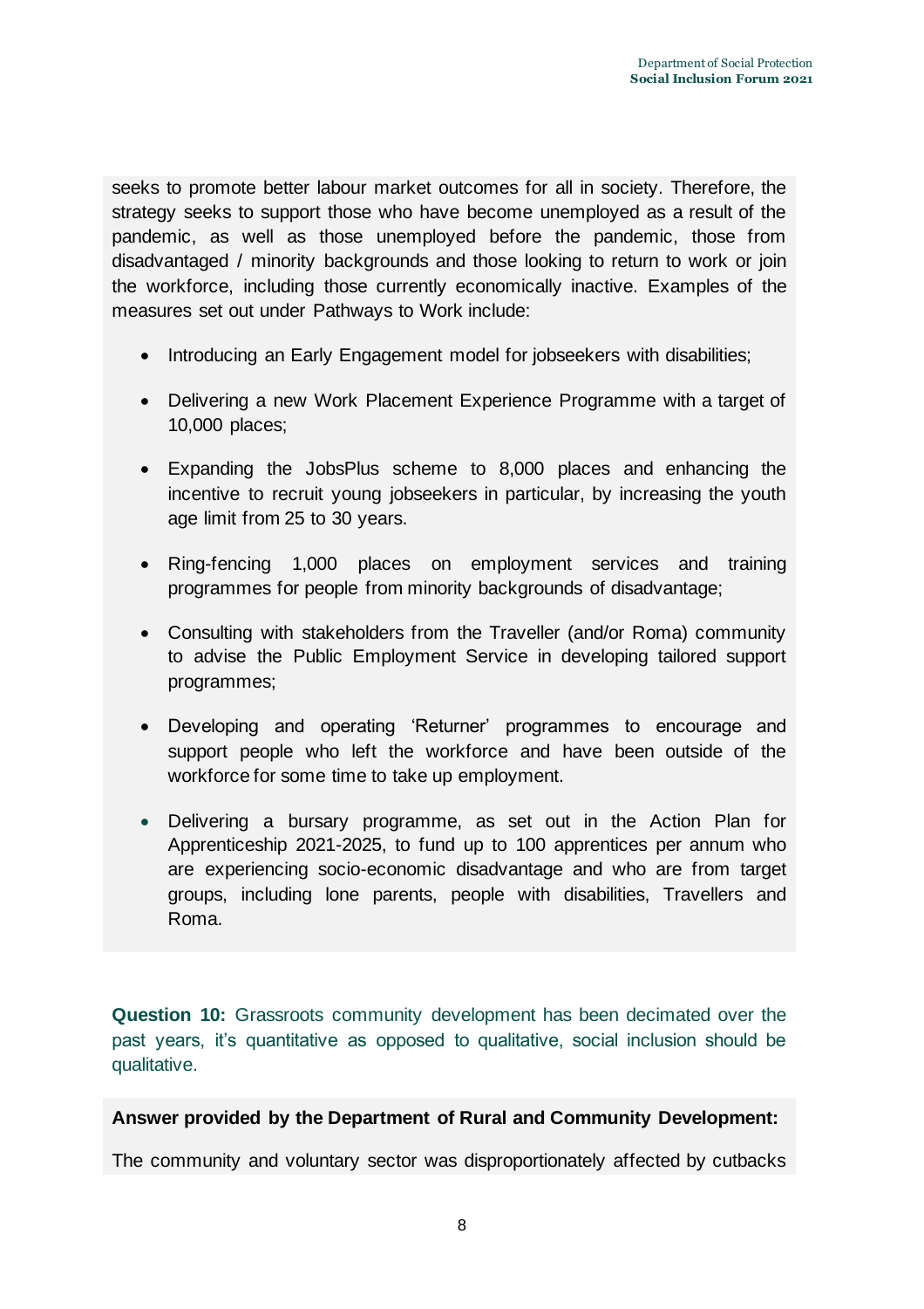seeks to promote better labour market outcomes for all in society. Therefore, the strategy seeks to support those who have become unemployed as a result of the pandemic, as well as those unemployed before the pandemic, those from disadvantaged / minority backgrounds and those looking to return to work or join the workforce, including those currently economically inactive. Examples of the measures set out under Pathways to Work include:

- Introducing an Early Engagement model for jobseekers with disabilities;
- Delivering a new Work Placement Experience Programme with a target of 10,000 places;
- Expanding the JobsPlus scheme to 8,000 places and enhancing the incentive to recruit young jobseekers in particular, by increasing the youth age limit from 25 to 30 years.
- Ring-fencing 1,000 places on employment services and training programmes for people from minority backgrounds of disadvantage;
- Consulting with stakeholders from the Traveller (and/or Roma) community to advise the Public Employment Service in developing tailored support programmes;
- Developing and operating 'Returner' programmes to encourage and support people who left the workforce and have been outside of the workforce for some time to take up employment.
- Delivering a bursary programme, as set out in the Action Plan for Apprenticeship 2021-2025, to fund up to 100 apprentices per annum who are experiencing socio-economic disadvantage and who are from target groups, including lone parents, people with disabilities, Travellers and Roma.

**Question 10:** Grassroots community development has been decimated over the past years, it's quantitative as opposed to qualitative, social inclusion should be qualitative.

**Answer provided by the Department of Rural and Community Development:**

The community and voluntary sector was disproportionately affected by cutbacks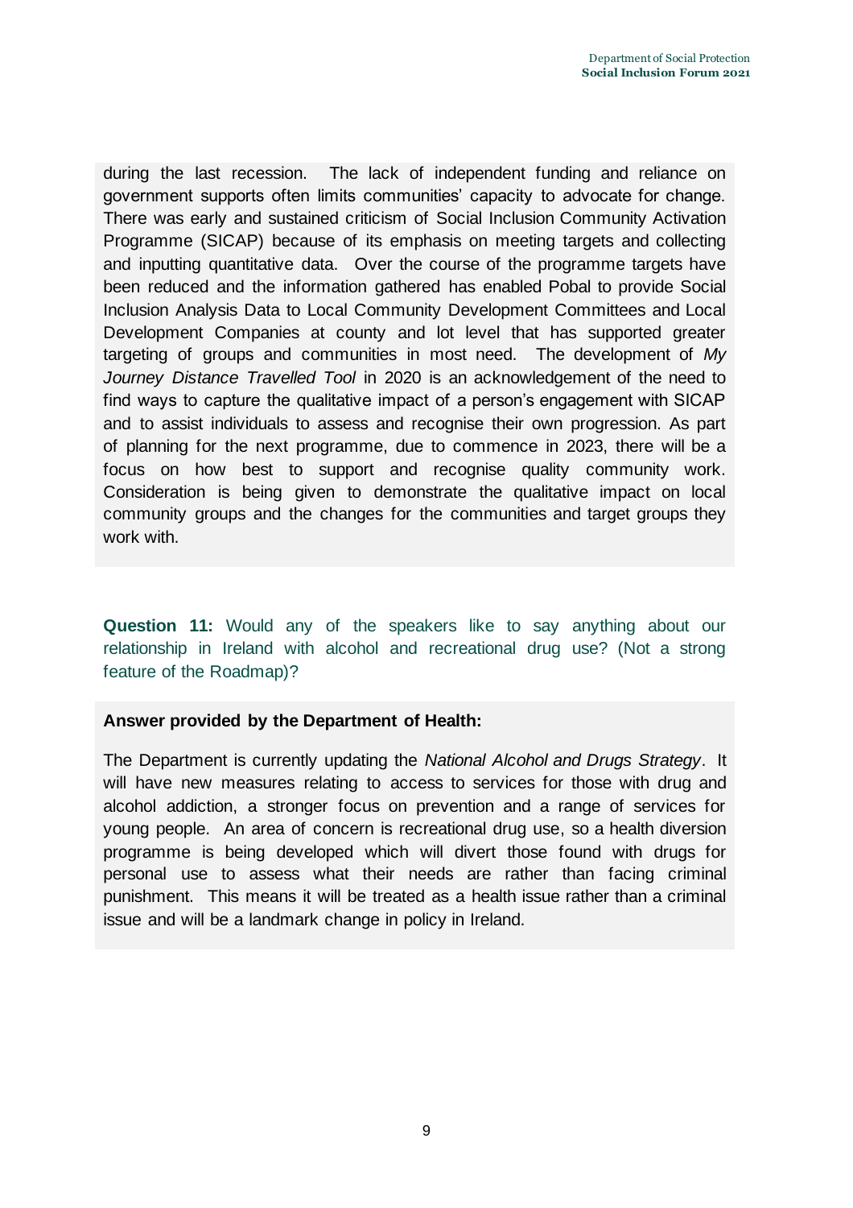during the last recession. The lack of independent funding and reliance on government supports often limits communities' capacity to advocate for change. There was early and sustained criticism of Social Inclusion Community Activation Programme (SICAP) because of its emphasis on meeting targets and collecting and inputting quantitative data. Over the course of the programme targets have been reduced and the information gathered has enabled Pobal to provide Social Inclusion Analysis Data to Local Community Development Committees and Local Development Companies at county and lot level that has supported greater targeting of groups and communities in most need. The development of *My Journey Distance Travelled Tool* in 2020 is an acknowledgement of the need to find ways to capture the qualitative impact of a person's engagement with SICAP and to assist individuals to assess and recognise their own progression. As part of planning for the next programme, due to commence in 2023, there will be a focus on how best to support and recognise quality community work. Consideration is being given to demonstrate the qualitative impact on local community groups and the changes for the communities and target groups they work with.

**Question 11:** Would any of the speakers like to say anything about our relationship in Ireland with alcohol and recreational drug use? (Not a strong feature of the Roadmap)?

**Answer provided by the Department of Health:**

The Department is currently updating the *National Alcohol and Drugs Strategy*. It will have new measures relating to access to services for those with drug and alcohol addiction, a stronger focus on prevention and a range of services for young people. An area of concern is recreational drug use, so a health diversion programme is being developed which will divert those found with drugs for personal use to assess what their needs are rather than facing criminal punishment. This means it will be treated as a health issue rather than a criminal issue and will be a landmark change in policy in Ireland.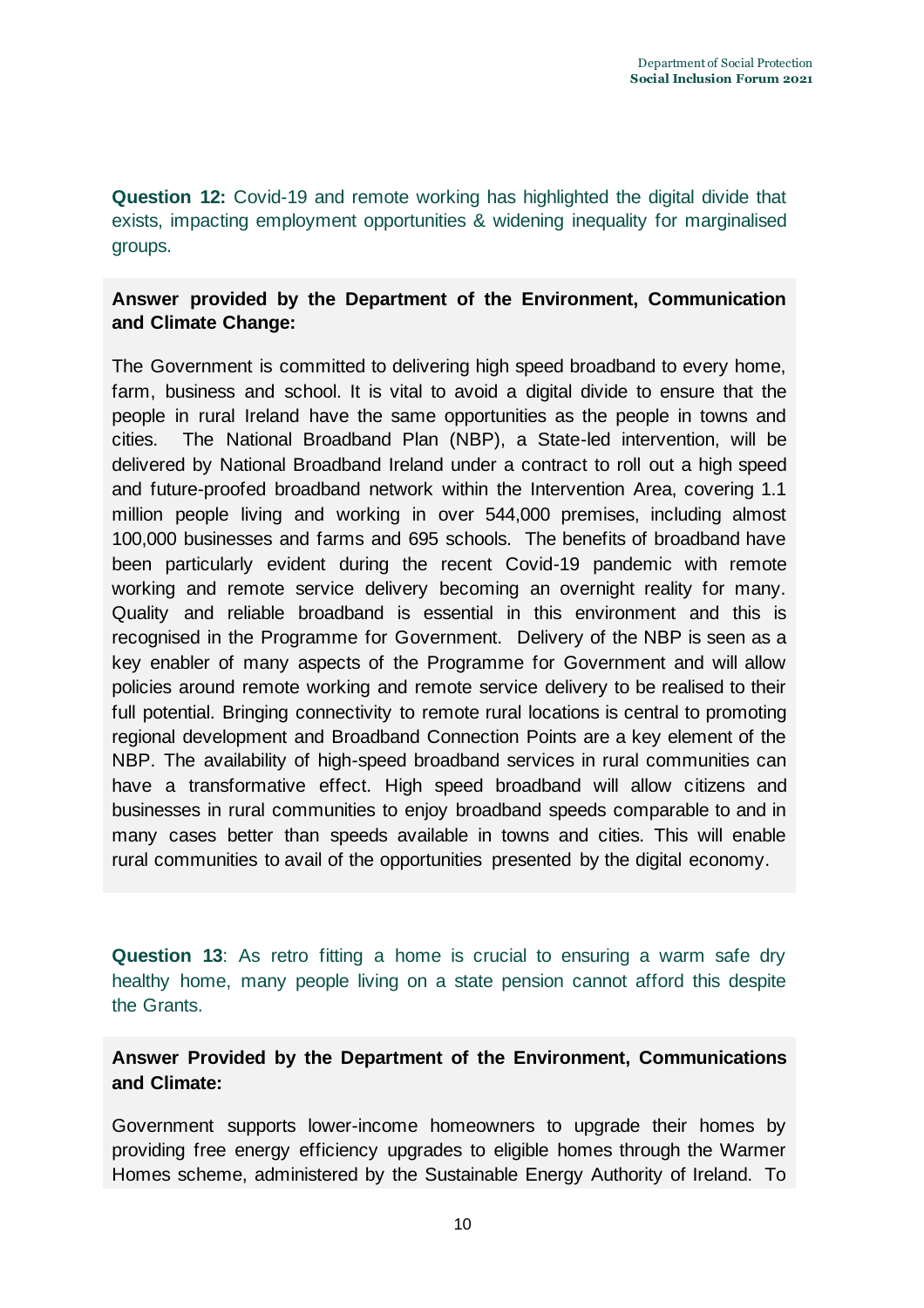**Question 12:** Covid-19 and remote working has highlighted the digital divide that exists, impacting employment opportunities & widening inequality for marginalised groups.

**Answer provided by the Department of the Environment, Communication and Climate Change:**

The Government is committed to delivering high speed broadband to every home, farm, business and school. It is vital to avoid a digital divide to ensure that the people in rural Ireland have the same opportunities as the people in towns and cities. The National Broadband Plan (NBP), a State-led intervention, will be delivered by National Broadband Ireland under a contract to roll out a high speed and future-proofed broadband network within the Intervention Area, covering 1.1 million people living and working in over 544,000 premises, including almost 100,000 businesses and farms and 695 schools. The benefits of broadband have been particularly evident during the recent Covid-19 pandemic with remote working and remote service delivery becoming an overnight reality for many. Quality and reliable broadband is essential in this environment and this is recognised in the Programme for Government. Delivery of the NBP is seen as a key enabler of many aspects of the Programme for Government and will allow policies around remote working and remote service delivery to be realised to their full potential. Bringing connectivity to remote rural locations is central to promoting regional development and Broadband Connection Points are a key element of the NBP. The availability of high-speed broadband services in rural communities can have a transformative effect. High speed broadband will allow citizens and businesses in rural communities to enjoy broadband speeds comparable to and in many cases better than speeds available in towns and cities. This will enable rural communities to avail of the opportunities presented by the digital economy.

**Question 13**: As retro fitting a home is crucial to ensuring a warm safe dry healthy home, many people living on a state pension cannot afford this despite the Grants.

**Answer Provided by the Department of the Environment, Communications and Climate:**

Government supports lower-income homeowners to upgrade their homes by providing free energy efficiency upgrades to eligible homes through the Warmer Homes scheme, administered by the Sustainable Energy Authority of Ireland. To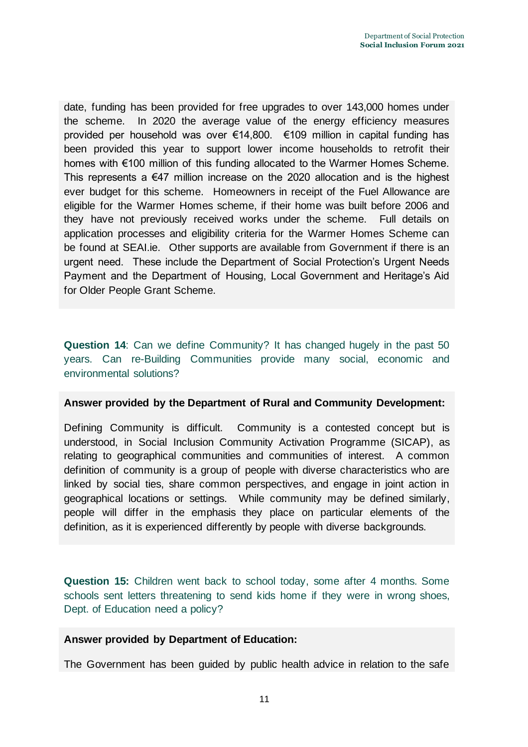date, funding has been provided for free upgrades to over 143,000 homes under the scheme. In 2020 the average value of the energy efficiency measures provided per household was over €14,800. €109 million in capital funding has been provided this year to support lower income households to retrofit their homes with €100 million of this funding allocated to the Warmer Homes Scheme. This represents a €47 million increase on the 2020 allocation and is the highest ever budget for this scheme. Homeowners in receipt of the Fuel Allowance are eligible for the Warmer Homes scheme, if their home was built before 2006 and they have not previously received works under the scheme. Full details on application processes and eligibility criteria for the Warmer Homes Scheme can be found at SEAI.ie. Other supports are available from Government if there is an urgent need. These include the Department of Social Protection's Urgent Needs Payment and the Department of Housing, Local Government and Heritage's Aid for Older People Grant Scheme.

**Question 14**: Can we define Community? It has changed hugely in the past 50 years. Can re-Building Communities provide many social, economic and environmental solutions?

**Answer provided by the Department of Rural and Community Development:**

Defining Community is difficult. Community is a contested concept but is understood, in Social Inclusion Community Activation Programme (SICAP), as relating to geographical communities and communities of interest. A common definition of community is a group of people with diverse characteristics who are linked by social ties, share common perspectives, and engage in joint action in geographical locations or settings. While community may be defined similarly, people will differ in the emphasis they place on particular elements of the definition, as it is experienced differently by people with diverse backgrounds.

**Question 15:** Children went back to school today, some after 4 months. Some schools sent letters threatening to send kids home if they were in wrong shoes, Dept. of Education need a policy?

**Answer provided by Department of Education:**

The Government has been guided by public health advice in relation to the safe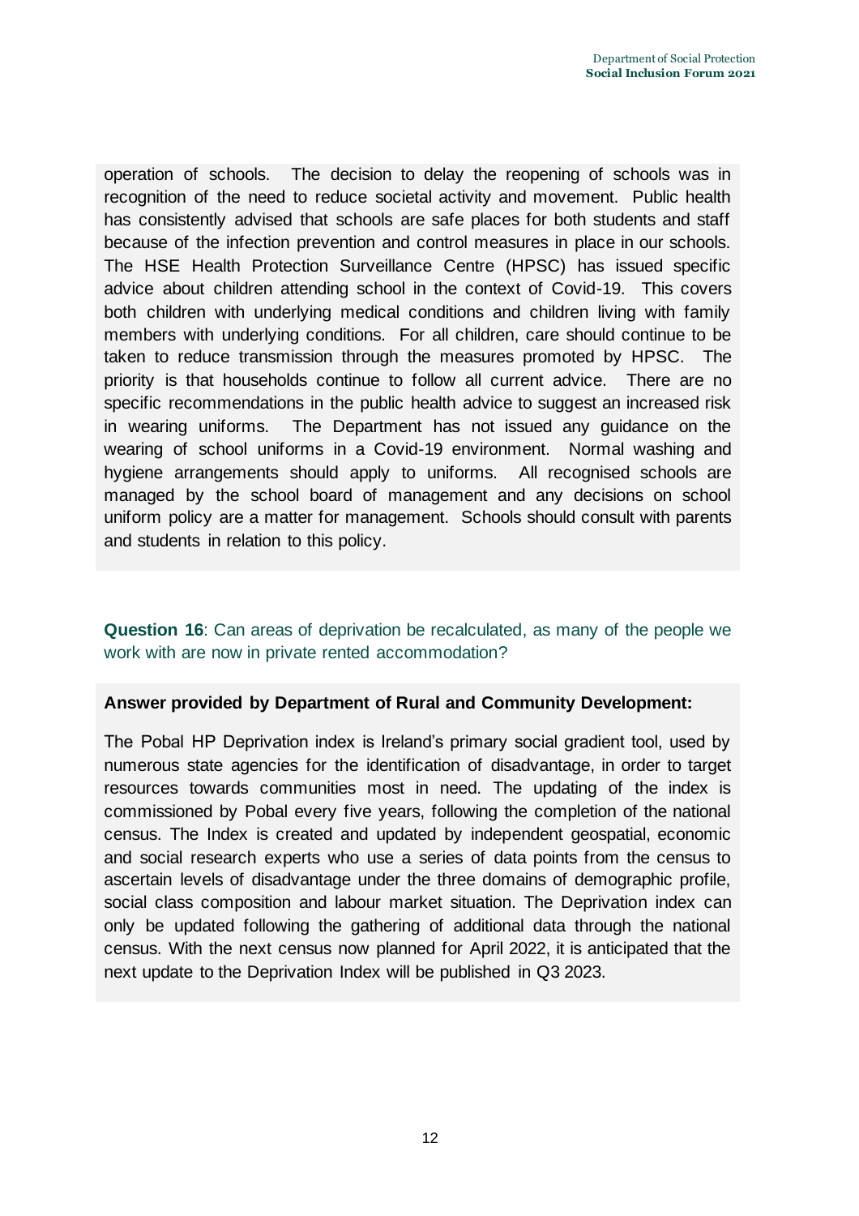operation of schools. The decision to delay the reopening of schools was in recognition of the need to reduce societal activity and movement. Public health has consistently advised that schools are safe places for both students and staff because of the infection prevention and control measures in place in our schools. The HSE Health Protection Surveillance Centre (HPSC) has issued specific advice about children attending school in the context of Covid-19. This covers both children with underlying medical conditions and children living with family members with underlying conditions. For all children, care should continue to be taken to reduce transmission through the measures promoted by HPSC. The priority is that households continue to follow all current advice. There are no specific recommendations in the public health advice to suggest an increased risk in wearing uniforms. The Department has not issued any guidance on the wearing of school uniforms in a Covid-19 environment. Normal washing and hygiene arrangements should apply to uniforms. All recognised schools are managed by the school board of management and any decisions on school uniform policy are a matter for management. Schools should consult with parents and students in relation to this policy.

**Question 16**: Can areas of deprivation be recalculated, as many of the people we work with are now in private rented accommodation?

**Answer provided by Department of Rural and Community Development:**

The Pobal HP Deprivation index is Ireland's primary social gradient tool, used by numerous state agencies for the identification of disadvantage, in order to target resources towards communities most in need. The updating of the index is commissioned by Pobal every five years, following the completion of the national census. The Index is created and updated by independent geospatial, economic and social research experts who use a series of data points from the census to ascertain levels of disadvantage under the three domains of demographic profile, social class composition and labour market situation. The Deprivation index can only be updated following the gathering of additional data through the national census. With the next census now planned for April 2022, it is anticipated that the next update to the Deprivation Index will be published in Q3 2023.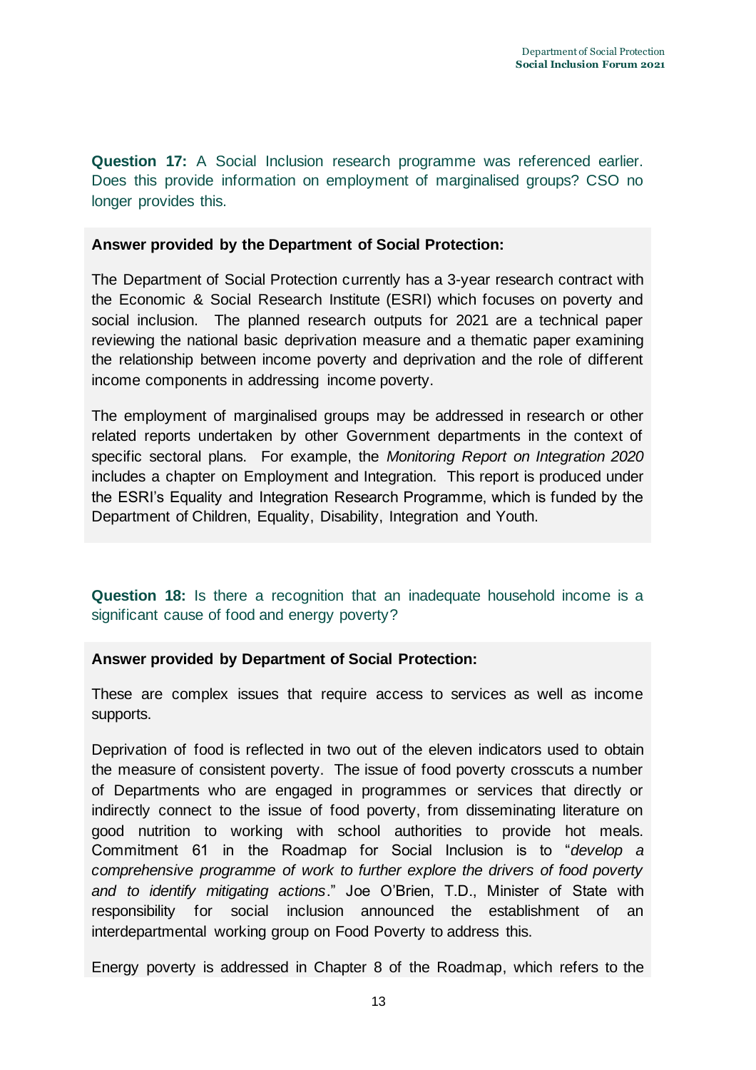**Question 17:** A Social Inclusion research programme was referenced earlier. Does this provide information on employment of marginalised groups? CSO no longer provides this.

**Answer provided by the Department of Social Protection:**

The Department of Social Protection currently has a 3-year research contract with the Economic & Social Research Institute (ESRI) which focuses on poverty and social inclusion. The planned research outputs for 2021 are a technical paper reviewing the national basic deprivation measure and a thematic paper examining the relationship between income poverty and deprivation and the role of different income components in addressing income poverty.

The employment of marginalised groups may be addressed in research or other related reports undertaken by other Government departments in the context of specific sectoral plans. For example, the *Monitoring Report on Integration 2020* includes a chapter on Employment and Integration. This report is produced under the ESRI's Equality and Integration Research Programme, which is funded by the Department of Children, Equality, Disability, Integration and Youth.

**Question 18:** Is there a recognition that an inadequate household income is a significant cause of food and energy poverty?

**Answer provided by Department of Social Protection:**

These are complex issues that require access to services as well as income supports.

Deprivation of food is reflected in two out of the eleven indicators used to obtain the measure of consistent poverty. The issue of food poverty crosscuts a number of Departments who are engaged in programmes or services that directly or indirectly connect to the issue of food poverty, from disseminating literature on good nutrition to working with school authorities to provide hot meals. Commitment 61 in the Roadmap for Social Inclusion is to "*develop a comprehensive programme of work to further explore the drivers of food poverty and to identify mitigating actions*." Joe O'Brien, T.D., Minister of State with responsibility for social inclusion announced the establishment of an interdepartmental working group on Food Poverty to address this.

Energy poverty is addressed in Chapter 8 of the Roadmap, which refers to the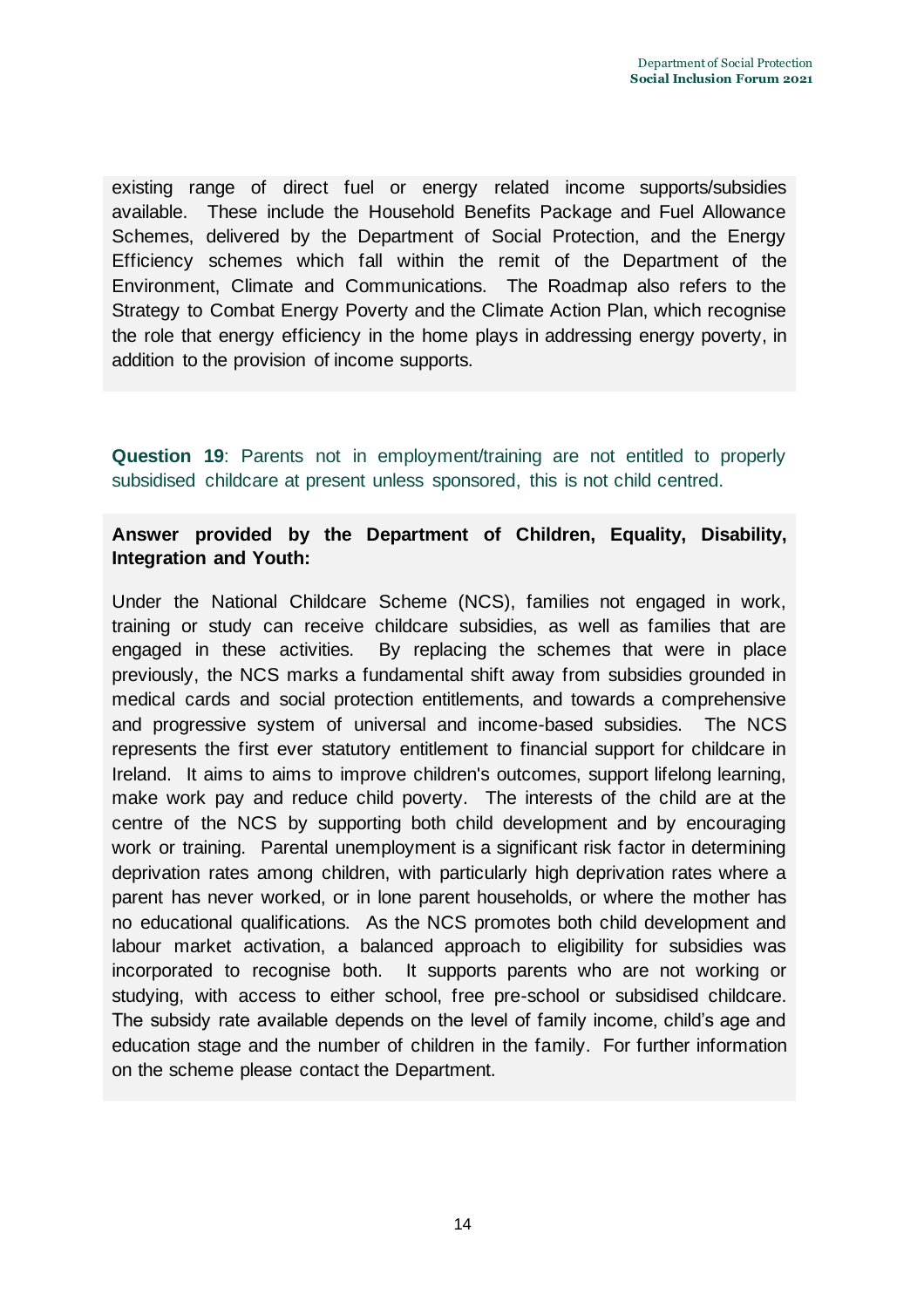existing range of direct fuel or energy related income supports/subsidies available. These include the Household Benefits Package and Fuel Allowance Schemes, delivered by the Department of Social Protection, and the Energy Efficiency schemes which fall within the remit of the Department of the Environment, Climate and Communications. The Roadmap also refers to the Strategy to Combat Energy Poverty and the Climate Action Plan, which recognise the role that energy efficiency in the home plays in addressing energy poverty, in addition to the provision of income supports.

**Question 19**: Parents not in employment/training are not entitled to properly subsidised childcare at present unless sponsored, this is not child centred.

**Answer provided by the Department of Children, Equality, Disability, Integration and Youth:**

Under the National Childcare Scheme (NCS), families not engaged in work, training or study can receive childcare subsidies, as well as families that are engaged in these activities. By replacing the schemes that were in place previously, the NCS marks a fundamental shift away from subsidies grounded in medical cards and social protection entitlements, and towards a comprehensive and progressive system of universal and income-based subsidies. The NCS represents the first ever statutory entitlement to financial support for childcare in Ireland. It aims to aims to improve children's outcomes, support lifelong learning, make work pay and reduce child poverty. The interests of the child are at the centre of the NCS by supporting both child development and by encouraging work or training. Parental unemployment is a significant risk factor in determining deprivation rates among children, with particularly high deprivation rates where a parent has never worked, or in lone parent households, or where the mother has no educational qualifications. As the NCS promotes both child development and labour market activation, a balanced approach to eligibility for subsidies was incorporated to recognise both. It supports parents who are not working or studying, with access to either school, free pre-school or subsidised childcare. The subsidy rate available depends on the level of family income, child's age and education stage and the number of children in the family. For further information on the scheme please contact the Department.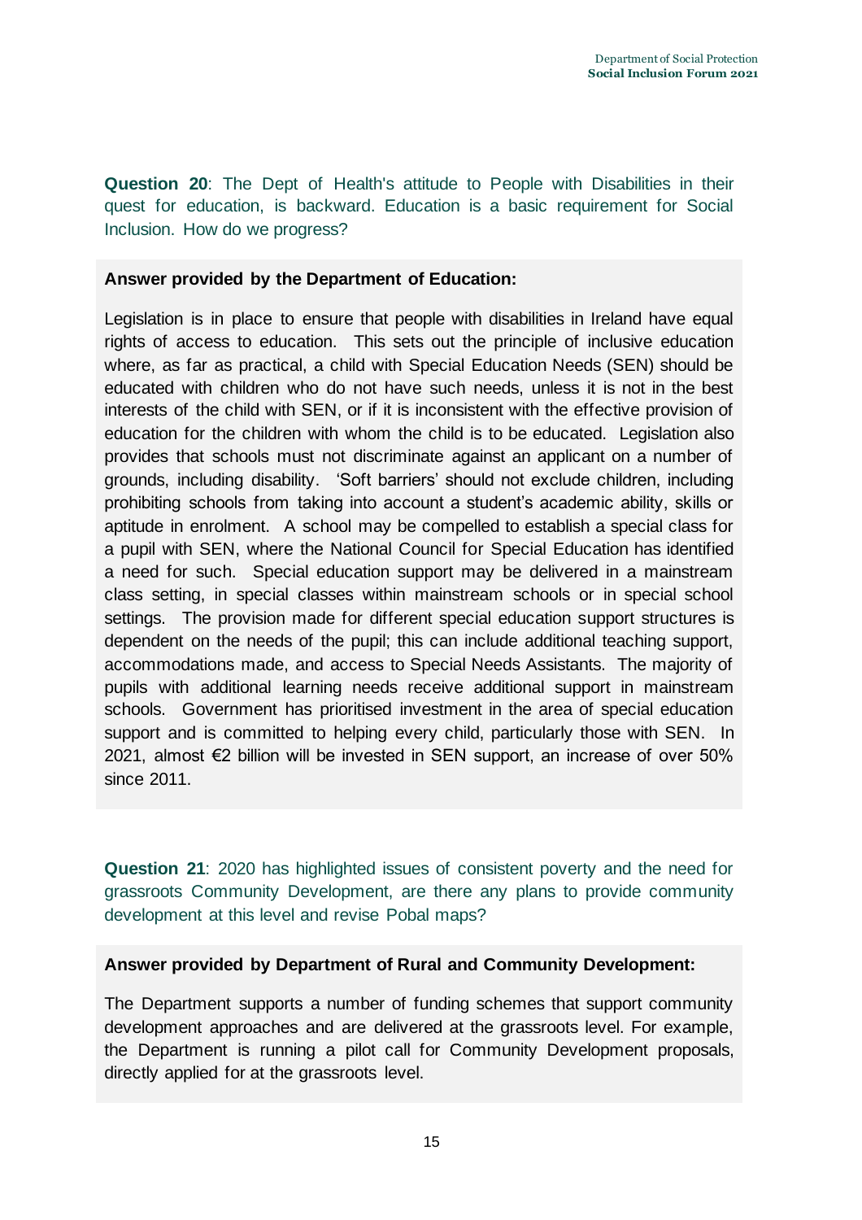**Question 20**: The Dept of Health's attitude to People with Disabilities in their quest for education, is backward. Education is a basic requirement for Social Inclusion. How do we progress?

**Answer provided by the Department of Education:**

Legislation is in place to ensure that people with disabilities in Ireland have equal rights of access to education. This sets out the principle of inclusive education where, as far as practical, a child with Special Education Needs (SEN) should be educated with children who do not have such needs, unless it is not in the best interests of the child with SEN, or if it is inconsistent with the effective provision of education for the children with whom the child is to be educated. Legislation also provides that schools must not discriminate against an applicant on a number of grounds, including disability. 'Soft barriers' should not exclude children, including prohibiting schools from taking into account a student's academic ability, skills or aptitude in enrolment. A school may be compelled to establish a special class for a pupil with SEN, where the National Council for Special Education has identified a need for such. Special education support may be delivered in a mainstream class setting, in special classes within mainstream schools or in special school settings. The provision made for different special education support structures is dependent on the needs of the pupil; this can include additional teaching support, accommodations made, and access to Special Needs Assistants. The majority of pupils with additional learning needs receive additional support in mainstream schools. Government has prioritised investment in the area of special education support and is committed to helping every child, particularly those with SEN. In 2021, almost €2 billion will be invested in SEN support, an increase of over 50% since 2011.

**Question 21**: 2020 has highlighted issues of consistent poverty and the need for grassroots Community Development, are there any plans to provide community development at this level and revise Pobal maps?

**Answer provided by Department of Rural and Community Development:**

The Department supports a number of funding schemes that support community development approaches and are delivered at the grassroots level. For example, the Department is running a pilot call for Community Development proposals, directly applied for at the grassroots level.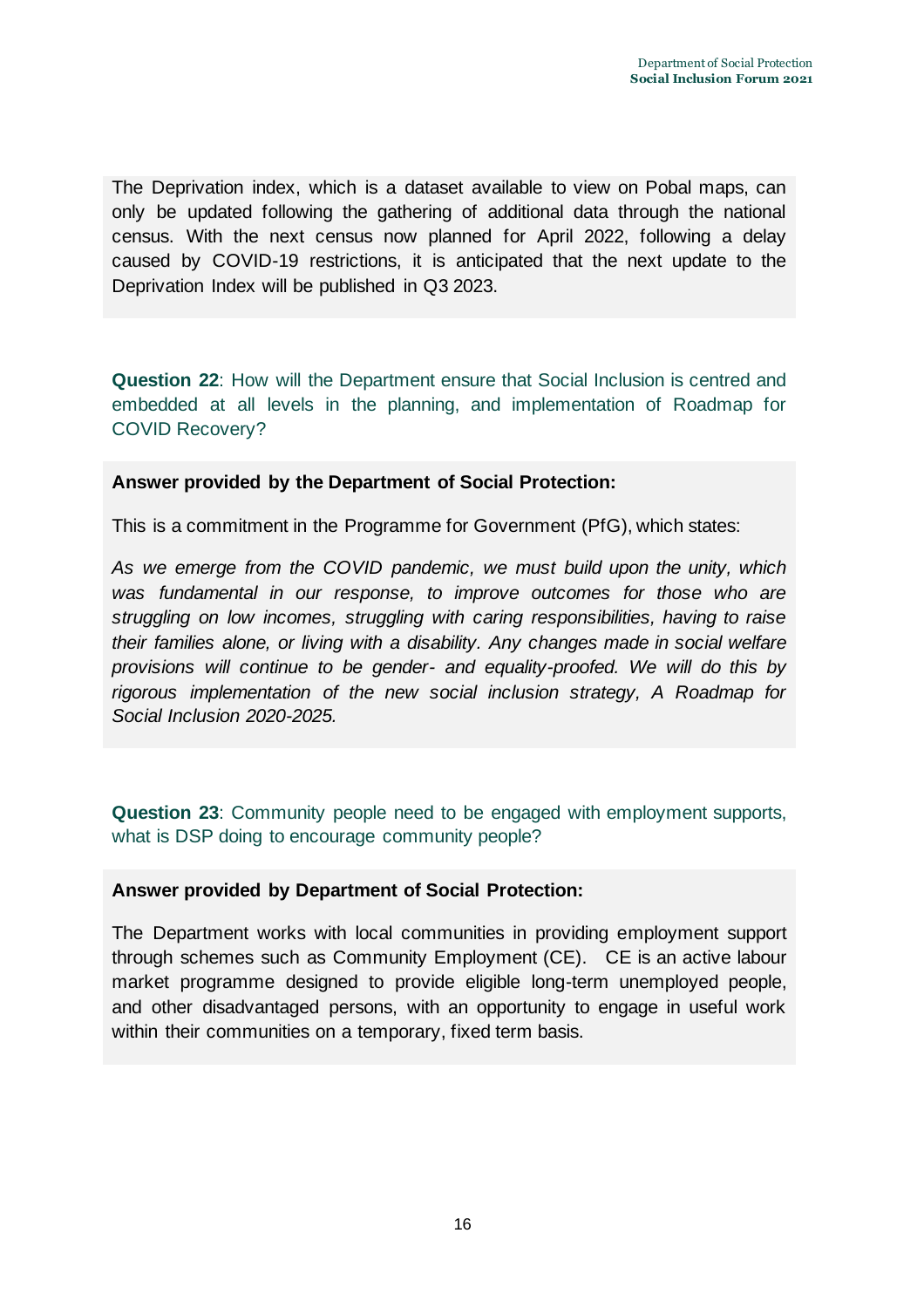The Deprivation index, which is a dataset available to view on Pobal maps, can only be updated following the gathering of additional data through the national census. With the next census now planned for April 2022, following a delay caused by COVID-19 restrictions, it is anticipated that the next update to the Deprivation Index will be published in Q3 2023.

**Question 22**: How will the Department ensure that Social Inclusion is centred and embedded at all levels in the planning, and implementation of Roadmap for COVID Recovery?

**Answer provided by the Department of Social Protection:**

This is a commitment in the Programme for Government (PfG), which states:

*As we emerge from the COVID pandemic, we must build upon the unity, which was fundamental in our response, to improve outcomes for those who are struggling on low incomes, struggling with caring responsibilities, having to raise their families alone, or living with a disability. Any changes made in social welfare provisions will continue to be gender- and equality-proofed. We will do this by rigorous implementation of the new social inclusion strategy, A Roadmap for Social Inclusion 2020-2025.*

**Question 23**: Community people need to be engaged with employment supports, what is DSP doing to encourage community people?

**Answer provided by Department of Social Protection:**

The Department works with local communities in providing employment support through schemes such as Community Employment (CE). CE is an active labour market programme designed to provide eligible long-term unemployed people, and other disadvantaged persons, with an opportunity to engage in useful work within their communities on a temporary, fixed term basis.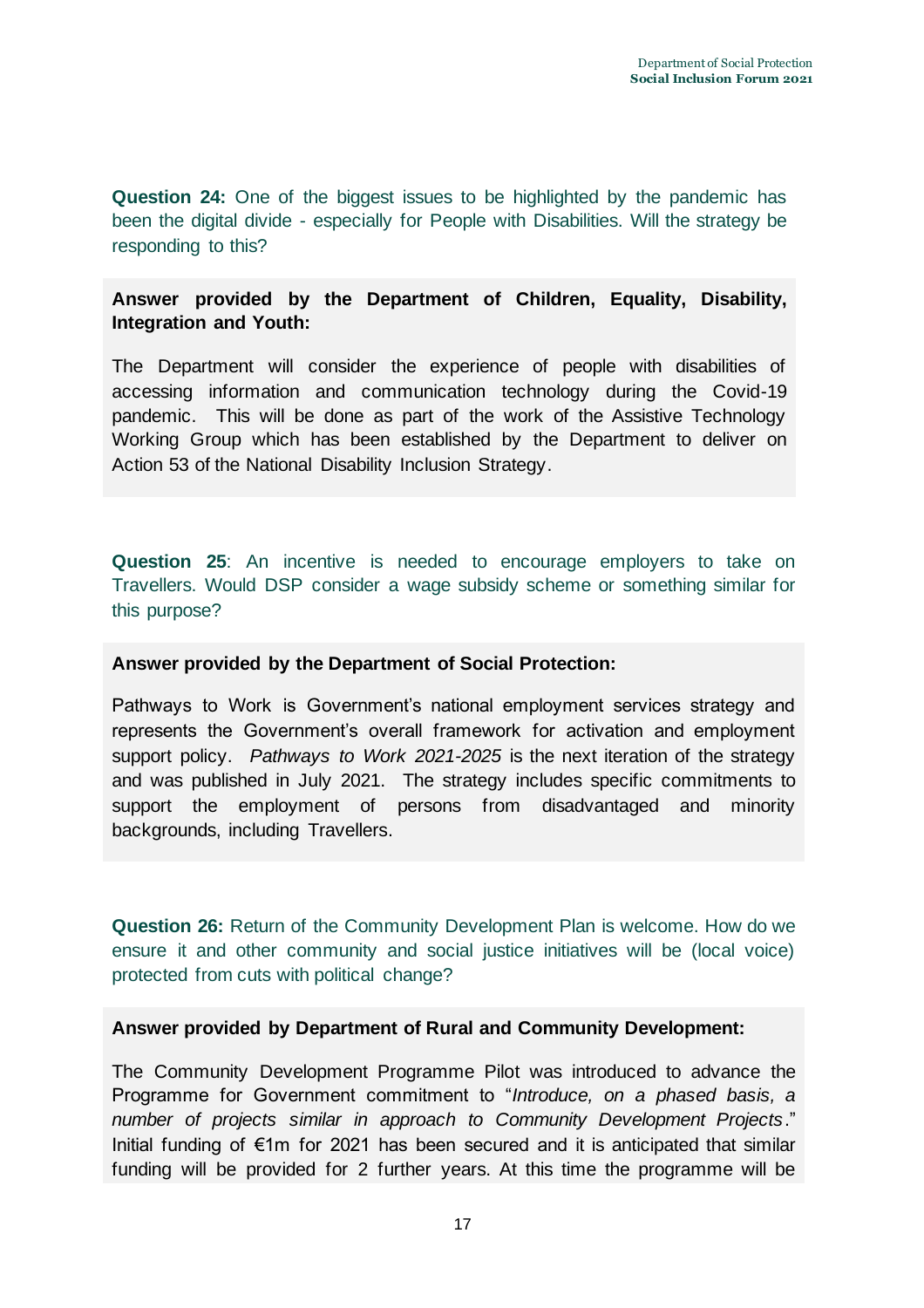**Question 24:** One of the biggest issues to be highlighted by the pandemic has been the digital divide - especially for People with Disabilities. Will the strategy be responding to this?

**Answer provided by the Department of Children, Equality, Disability, Integration and Youth:**

The Department will consider the experience of people with disabilities of accessing information and communication technology during the Covid-19 pandemic. This will be done as part of the work of the Assistive Technology Working Group which has been established by the Department to deliver on Action 53 of the National Disability Inclusion Strategy.

**Question 25**: An incentive is needed to encourage employers to take on Travellers. Would DSP consider a wage subsidy scheme or something similar for this purpose?

**Answer provided by the Department of Social Protection:**

Pathways to Work is Government's national employment services strategy and represents the Government's overall framework for activation and employment support policy. *Pathways to Work 2021-2025* is the next iteration of the strategy and was published in July 2021. The strategy includes specific commitments to support the employment of persons from disadvantaged and minority backgrounds, including Travellers.

**Question 26:** Return of the Community Development Plan is welcome. How do we ensure it and other community and social justice initiatives will be (local voice) protected from cuts with political change?

**Answer provided by Department of Rural and Community Development:**

The Community Development Programme Pilot was introduced to advance the Programme for Government commitment to "*Introduce, on a phased basis, a number of projects similar in approach to Community Development Projects*." Initial funding of €1m for 2021 has been secured and it is anticipated that similar funding will be provided for 2 further years. At this time the programme will be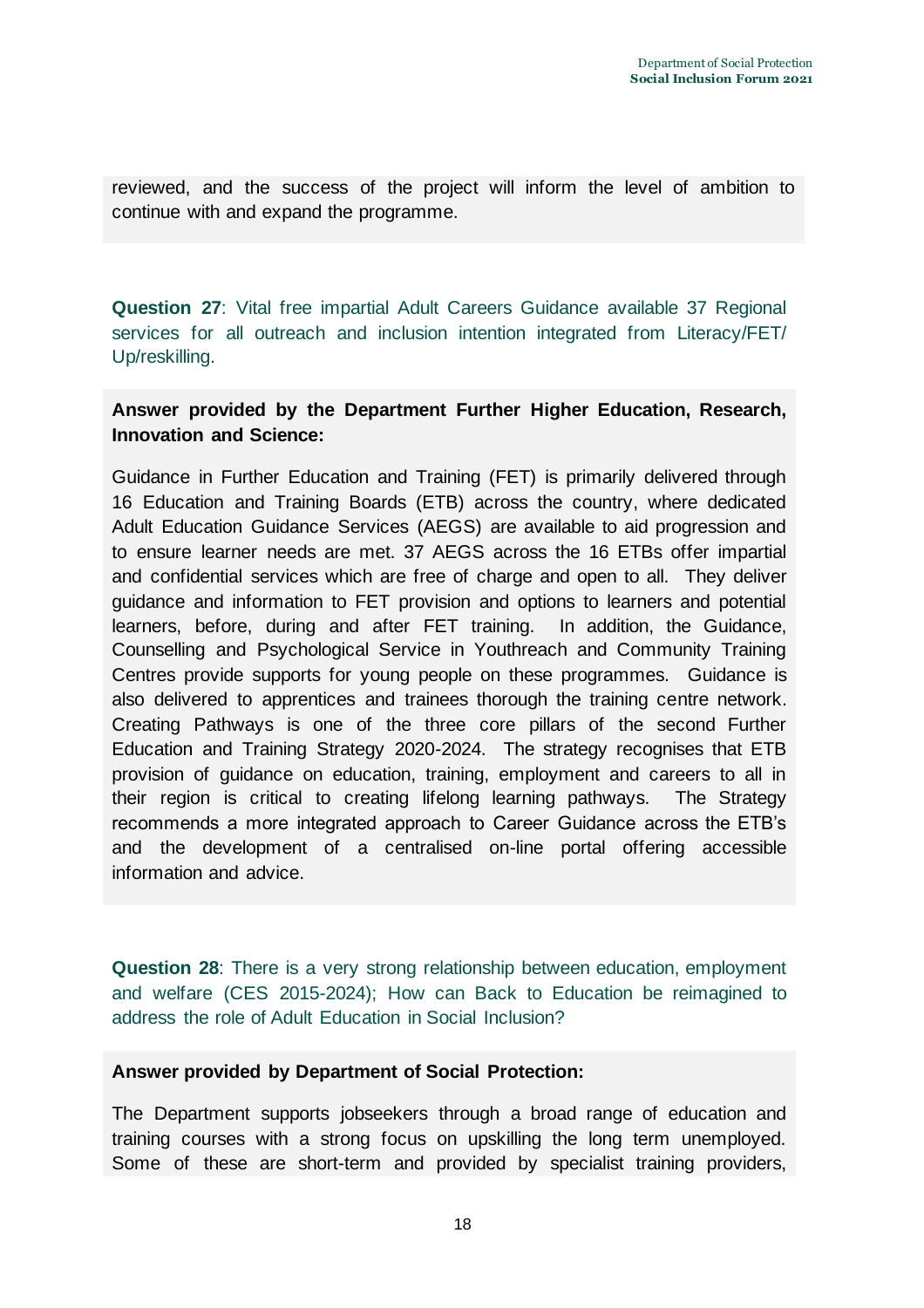reviewed, and the success of the project will inform the level of ambition to continue with and expand the programme.

**Question 27**: Vital free impartial Adult Careers Guidance available 37 Regional services for all outreach and inclusion intention integrated from Literacy/FET/ Up/reskilling.

**Answer provided by the Department Further Higher Education, Research, Innovation and Science:**

Guidance in Further Education and Training (FET) is primarily delivered through 16 Education and Training Boards (ETB) across the country, where dedicated Adult Education Guidance Services (AEGS) are available to aid progression and to ensure learner needs are met. 37 AEGS across the 16 ETBs offer impartial and confidential services which are free of charge and open to all. They deliver guidance and information to FET provision and options to learners and potential learners, before, during and after FET training. In addition, the Guidance, Counselling and Psychological Service in Youthreach and Community Training Centres provide supports for young people on these programmes. Guidance is also delivered to apprentices and trainees thorough the training centre network. Creating Pathways is one of the three core pillars of the second Further Education and Training Strategy 2020-2024. The strategy recognises that ETB provision of guidance on education, training, employment and careers to all in their region is critical to creating lifelong learning pathways. The Strategy recommends a more integrated approach to Career Guidance across the ETB's and the development of a centralised on-line portal offering accessible information and advice.

**Question 28**: There is a very strong relationship between education, employment and welfare (CES 2015-2024); How can Back to Education be reimagined to address the role of Adult Education in Social Inclusion?

**Answer provided by Department of Social Protection:**

The Department supports jobseekers through a broad range of education and training courses with a strong focus on upskilling the long term unemployed. Some of these are short-term and provided by specialist training providers,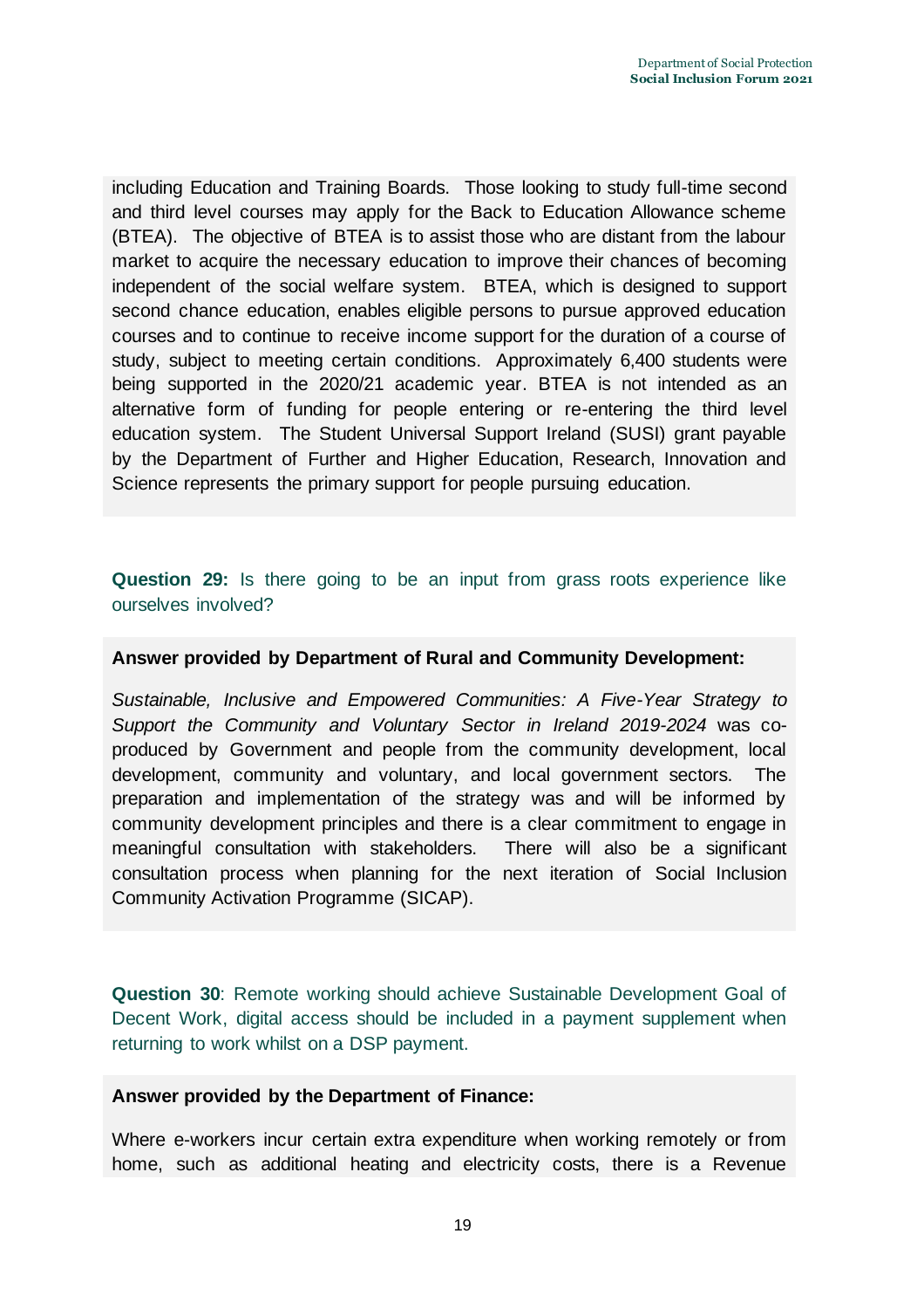including Education and Training Boards. Those looking to study full-time second and third level courses may apply for the Back to Education Allowance scheme (BTEA). The objective of BTEA is to assist those who are distant from the labour market to acquire the necessary education to improve their chances of becoming independent of the social welfare system. BTEA, which is designed to support second chance education, enables eligible persons to pursue approved education courses and to continue to receive income support for the duration of a course of study, subject to meeting certain conditions. Approximately 6,400 students were being supported in the 2020/21 academic year. BTEA is not intended as an alternative form of funding for people entering or re-entering the third level education system. The Student Universal Support Ireland (SUSI) grant payable by the Department of Further and Higher Education, Research, Innovation and Science represents the primary support for people pursuing education.

**Question 29:** Is there going to be an input from grass roots experience like ourselves involved?

**Answer provided by Department of Rural and Community Development:**

*Sustainable, Inclusive and Empowered Communities: A Five-Year Strategy to Support the Community and Voluntary Sector in Ireland 2019-2024* was co-produced by Government and people from the community development, local development, community and voluntary, and local government sectors. The preparation and implementation of the strategy was and will be informed by community development principles and there is a clear commitment to engage in meaningful consultation with stakeholders. There will also be a significant consultation process when planning for the next iteration of Social Inclusion Community Activation Programme (SICAP).

**Question 30**: Remote working should achieve Sustainable Development Goal of Decent Work, digital access should be included in a payment supplement when returning to work whilst on a DSP payment.

**Answer provided by the Department of Finance:**

Where e-workers incur certain extra expenditure when working remotely or from home, such as additional heating and electricity costs, there is a Revenue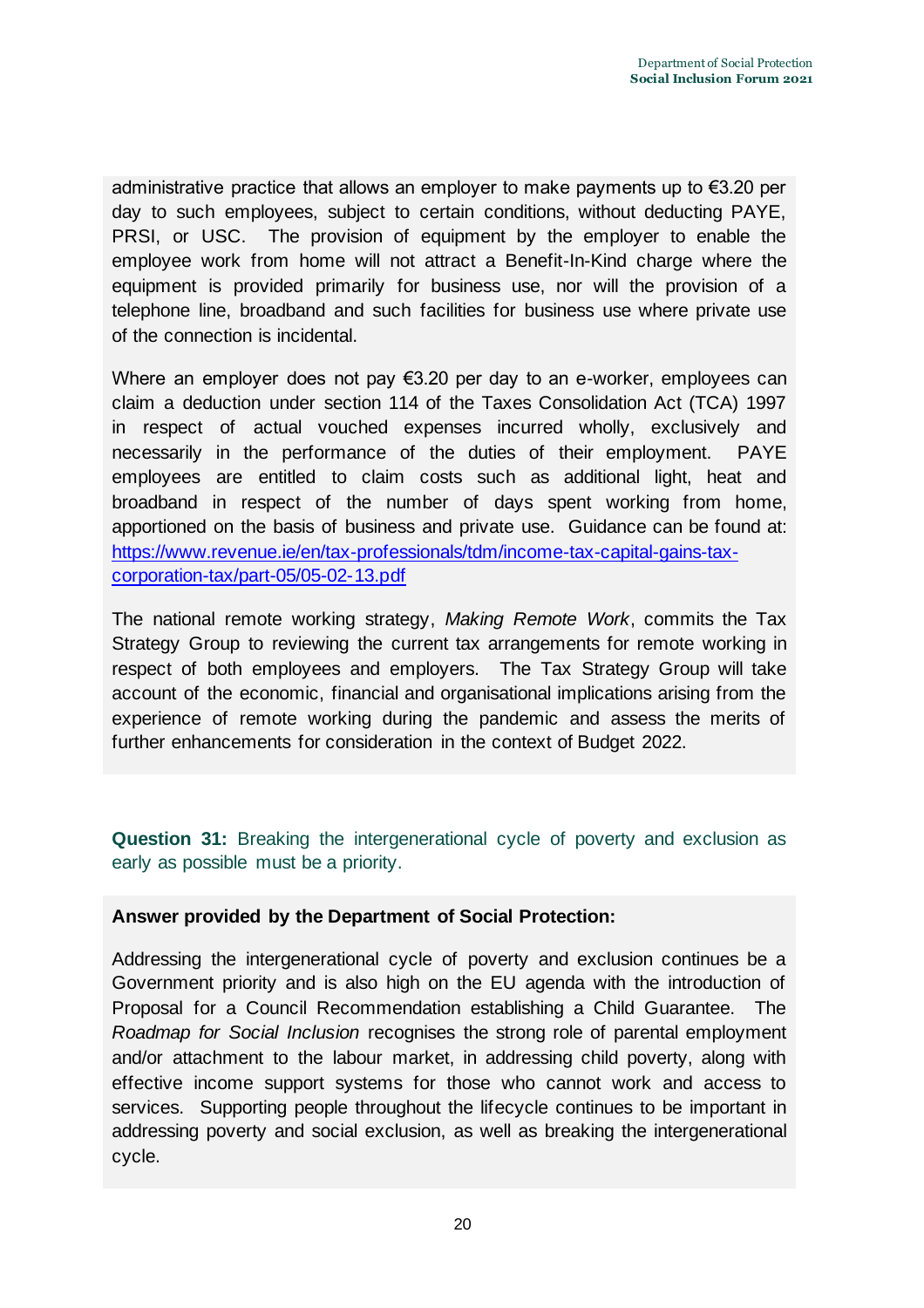administrative practice that allows an employer to make payments up to €3.20 per day to such employees, subject to certain conditions, without deducting PAYE, PRSI, or USC. The provision of equipment by the employer to enable the employee work from home will not attract a Benefit-In-Kind charge where the equipment is provided primarily for business use, nor will the provision of a telephone line, broadband and such facilities for business use where private use of the connection is incidental.

Where an employer does not pay €3.20 per day to an e-worker, employees can claim a deduction under section 114 of the Taxes Consolidation Act (TCA) 1997 in respect of actual vouched expenses incurred wholly, exclusively and necessarily in the performance of the duties of their employment. PAYE employees are entitled to claim costs such as additional light, heat and broadband in respect of the number of days spent working from home, apportioned on the basis of business and private use. Guidance can be found at: [https://www.revenue.ie/en/tax-professionals/tdm/income-tax-capital-gains-tax-corporation-tax/part-05/05-02-13.pdf](https://www.revenue.ie/en/tax-professionals/tdm/income-tax-capital-gains-tax-corporation-tax/part-05/05-02-13.pdf)

The national remote working strategy, *Making Remote Work*, commits the Tax Strategy Group to reviewing the current tax arrangements for remote working in respect of both employees and employers. The Tax Strategy Group will take account of the economic, financial and organisational implications arising from the experience of remote working during the pandemic and assess the merits of further enhancements for consideration in the context of Budget 2022.

**Question 31:** Breaking the intergenerational cycle of poverty and exclusion as early as possible must be a priority.

**Answer provided by the Department of Social Protection:**

Addressing the intergenerational cycle of poverty and exclusion continues be a Government priority and is also high on the EU agenda with the introduction of Proposal for a Council Recommendation establishing a Child Guarantee. The *Roadmap for Social Inclusion* recognises the strong role of parental employment and/or attachment to the labour market, in addressing child poverty, along with effective income support systems for those who cannot work and access to services. Supporting people throughout the lifecycle continues to be important in addressing poverty and social exclusion, as well as breaking the intergenerational cycle.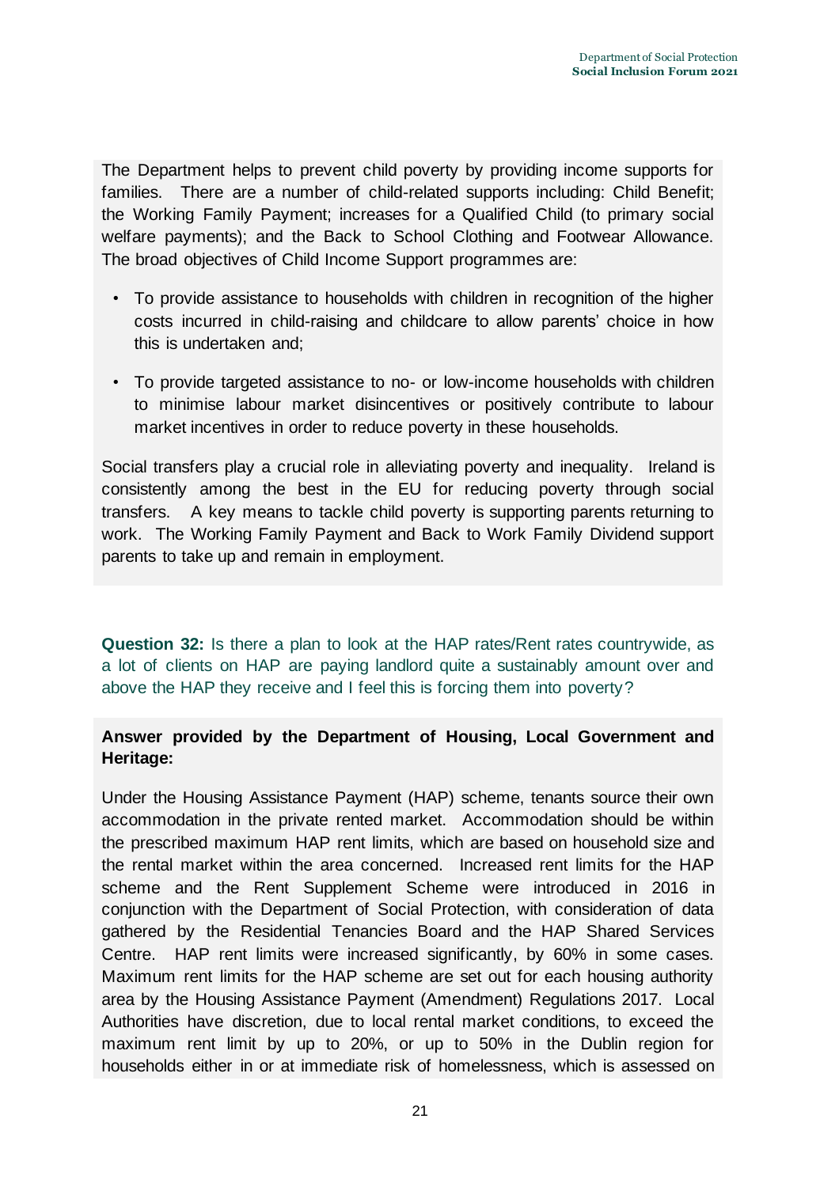The Department helps to prevent child poverty by providing income supports for families. There are a number of child-related supports including: Child Benefit; the Working Family Payment; increases for a Qualified Child (to primary social welfare payments); and the Back to School Clothing and Footwear Allowance. The broad objectives of Child Income Support programmes are:

- To provide assistance to households with children in recognition of the higher costs incurred in child-raising and childcare to allow parents' choice in how this is undertaken and;
- To provide targeted assistance to no- or low-income households with children to minimise labour market disincentives or positively contribute to labour market incentives in order to reduce poverty in these households.

Social transfers play a crucial role in alleviating poverty and inequality. Ireland is consistently among the best in the EU for reducing poverty through social transfers. A key means to tackle child poverty is supporting parents returning to work. The Working Family Payment and Back to Work Family Dividend support parents to take up and remain in employment.

**Question 32:** Is there a plan to look at the HAP rates/Rent rates countrywide, as a lot of clients on HAP are paying landlord quite a sustainably amount over and above the HAP they receive and I feel this is forcing them into poverty?

**Answer provided by the Department of Housing, Local Government and Heritage:**

Under the Housing Assistance Payment (HAP) scheme, tenants source their own accommodation in the private rented market. Accommodation should be within the prescribed maximum HAP rent limits, which are based on household size and the rental market within the area concerned. Increased rent limits for the HAP scheme and the Rent Supplement Scheme were introduced in 2016 in conjunction with the Department of Social Protection, with consideration of data gathered by the Residential Tenancies Board and the HAP Shared Services Centre. HAP rent limits were increased significantly, by 60% in some cases. Maximum rent limits for the HAP scheme are set out for each housing authority area by the Housing Assistance Payment (Amendment) Regulations 2017. Local Authorities have discretion, due to local rental market conditions, to exceed the maximum rent limit by up to 20%, or up to 50% in the Dublin region for households either in or at immediate risk of homelessness, which is assessed on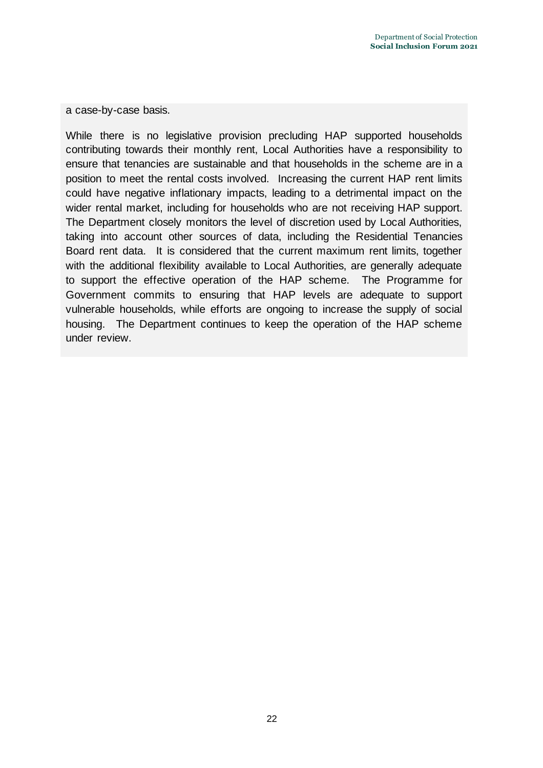a case-by-case basis.

While there is no legislative provision precluding HAP supported households contributing towards their monthly rent, Local Authorities have a responsibility to ensure that tenancies are sustainable and that households in the scheme are in a position to meet the rental costs involved. Increasing the current HAP rent limits could have negative inflationary impacts, leading to a detrimental impact on the wider rental market, including for households who are not receiving HAP support. The Department closely monitors the level of discretion used by Local Authorities, taking into account other sources of data, including the Residential Tenancies Board rent data. It is considered that the current maximum rent limits, together with the additional flexibility available to Local Authorities, are generally adequate to support the effective operation of the HAP scheme. The Programme for Government commits to ensuring that HAP levels are adequate to support vulnerable households, while efforts are ongoing to increase the supply of social housing. The Department continues to keep the operation of the HAP scheme under review.